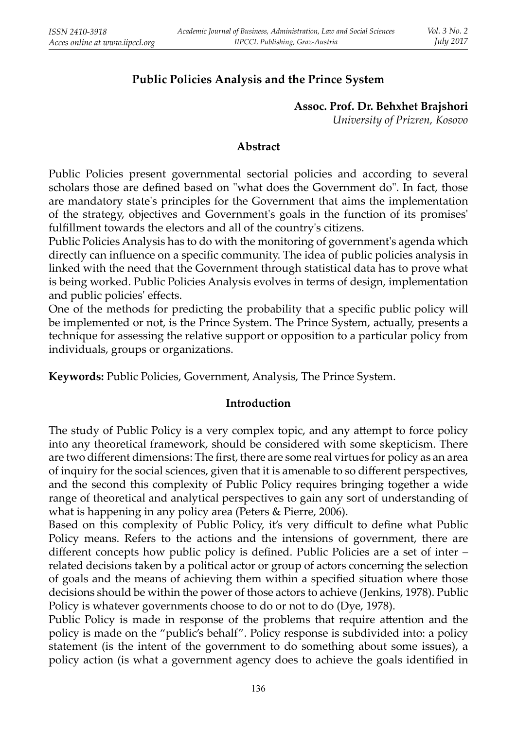# Public Policies Analysis and the Prince System

**Assoc. Prof. Dr. Behxhet Brajshori**
*University of Prizren, Kosovo*

## Abstract

Public Policies present governmental sectorial policies and according to several scholars those are defined based on "what does the Government do". In fact, those are mandatory state's principles for the Government that aims the implementation of the strategy, objectives and Government's goals in the function of its promises' fulfillment towards the electors and all of the country's citizens.

Public Policies Analysis has to do with the monitoring of government's agenda which directly can influence on a specific community. The idea of public policies analysis in linked with the need that the Government through statistical data has to prove what is being worked. Public Policies Analysis evolves in terms of design, implementation and public policies' effects.

One of the methods for predicting the probability that a specific public policy will be implemented or not, is the Prince System. The Prince System, actually, presents a technique for assessing the relative support or opposition to a particular policy from individuals, groups or organizations.

**Keywords:** Public Policies, Government, Analysis, The Prince System.

## Introduction

The study of Public Policy is a very complex topic, and any attempt to force policy into any theoretical framework, should be considered with some skepticism. There are two different dimensions: The first, there are some real virtues for policy as an area of inquiry for the social sciences, given that it is amenable to so different perspectives, and the second this complexity of Public Policy requires bringing together a wide range of theoretical and analytical perspectives to gain any sort of understanding of what is happening in any policy area (Peters & Pierre, 2006).

Based on this complexity of Public Policy, it's very difficult to define what Public Policy means. Refers to the actions and the intensions of government, there are different concepts how public policy is defined. Public Policies are a set of inter – related decisions taken by a political actor or group of actors concerning the selection of goals and the means of achieving them within a specified situation where those decisions should be within the power of those actors to achieve (Jenkins, 1978). Public Policy is whatever governments choose to do or not to do (Dye, 1978).

Public Policy is made in response of the problems that require attention and the policy is made on the "public's behalf". Policy response is subdivided into: a policy statement (is the intent of the government to do something about some issues), a policy action (is what a government agency does to achieve the goals identified in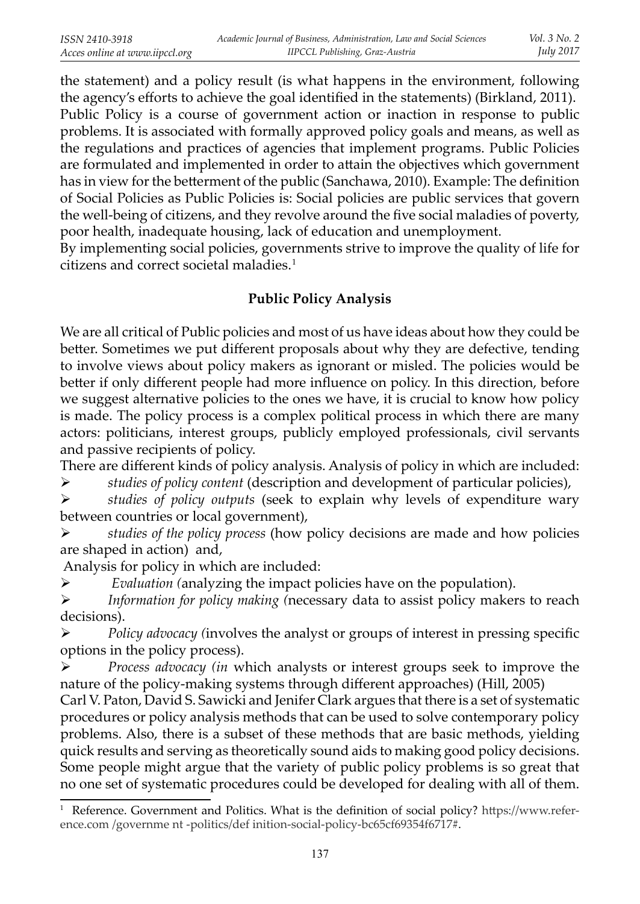the statement) and a policy result (is what happens in the environment, following the agency's efforts to achieve the goal identified in the statements) (Birkland, 2011).
Public Policy is a course of government action or inaction in response to public problems. It is associated with formally approved policy goals and means, as well as the regulations and practices of agencies that implement programs. Public Policies are formulated and implemented in order to attain the objectives which government has in view for the betterment of the public (Sanchawa, 2010). Example: The definition of Social Policies as Public Policies is: Social policies are public services that govern the well-being of citizens, and they revolve around the five social maladies of poverty, poor health, inadequate housing, lack of education and unemployment.
By implementing social policies, governments strive to improve the quality of life for citizens and correct societal maladies.[1]

## Public Policy Analysis

We are all critical of Public policies and most of us have ideas about how they could be better. Sometimes we put different proposals about why they are defective, tending to involve views about policy makers as ignorant or misled. The policies would be better if only different people had more influence on policy. In this direction, before we suggest alternative policies to the ones we have, it is crucial to know how policy is made. The policy process is a complex political process in which there are many actors: politicians, interest groups, publicly employed professionals, civil servants and passive recipients of policy.
There are different kinds of policy analysis. Analysis of policy in which are included:

- *studies of policy content* (description and development of particular policies),
- *studies of policy outputs* (seek to explain why levels of expenditure wary between countries or local government),
- *studies of the policy process* (how policy decisions are made and how policies are shaped in action) and,

Analysis for policy in which are included:

- *Evaluation (*analyzing the impact policies have on the population).
- *Information for policy making (*necessary data to assist policy makers to reach decisions).
- *Policy advocacy (*involves the analyst or groups of interest in pressing specific options in the policy process).
- *Process advocacy (in* which analysts or interest groups seek to improve the nature of the policy-making systems through different approaches) (Hill, 2005)

Carl V. Paton, David S. Sawicki and Jenifer Clark argues that there is a set of systematic procedures or policy analysis methods that can be used to solve contemporary policy problems. Also, there is a subset of these methods that are basic methods, yielding quick results and serving as theoretically sound aids to making good policy decisions. Some people might argue that the variety of public policy problems is so great that no one set of systematic procedures could be developed for dealing with all of them.

[1] Reference. Government and Politics. What is the definition of social policy? https://www.reference.com /governme nt -politics/def inition-social-policy-bc65cf69354f6717#.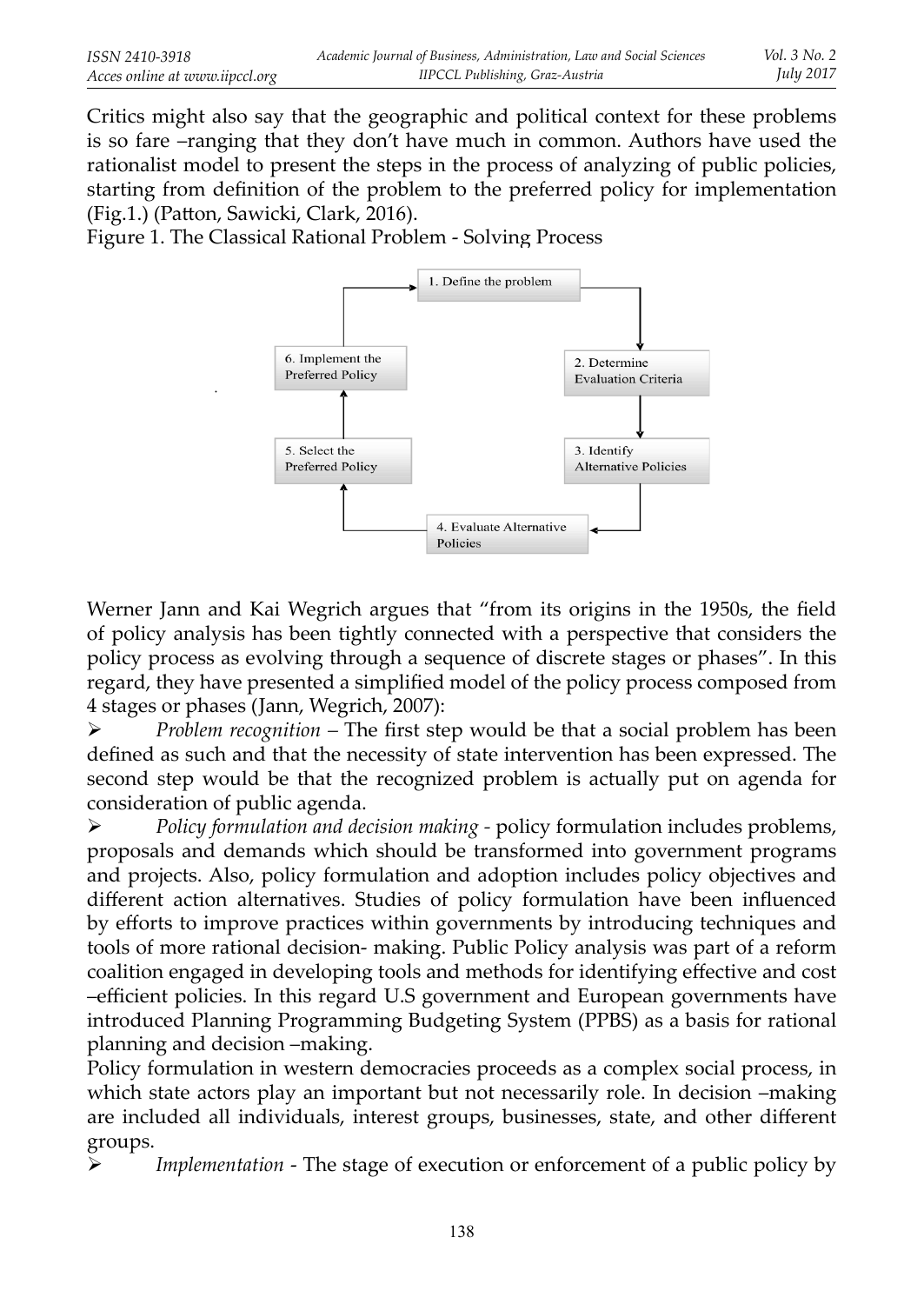Critics might also say that the geographic and political context for these problems is so fare –ranging that they don't have much in common. Authors have used the rationalist model to present the steps in the process of analyzing of public policies, starting from definition of the problem to the preferred policy for implementation (Fig.1.) (Patton, Sawicki, Clark, 2016).

Figure 1. The Classical Rational Problem - Solving Process

1. Define the problem
2. Determine Evaluation Criteria
3. Identify Alternative Policies
4. Evaluate Alternative Policies
5. Select the Preferred Policy
6. Implement the Preferred Policy

Werner Jann and Kai Wegrich argues that "from its origins in the 1950s, the field of policy analysis has been tightly connected with a perspective that considers the policy process as evolving through a sequence of discrete stages or phases". In this regard, they have presented a simplified model of the policy process composed from 4 stages or phases (Jann, Wegrich, 2007):

- *Problem recognition* – The first step would be that a social problem has been defined as such and that the necessity of state intervention has been expressed. The second step would be that the recognized problem is actually put on agenda for consideration of public agenda.
- *Policy formulation and decision making* - policy formulation includes problems, proposals and demands which should be transformed into government programs and projects. Also, policy formulation and adoption includes policy objectives and different action alternatives. Studies of policy formulation have been influenced by efforts to improve practices within governments by introducing techniques and tools of more rational decision- making. Public Policy analysis was part of a reform coalition engaged in developing tools and methods for identifying effective and cost –efficient policies. In this regard U.S government and European governments have introduced Planning Programming Budgeting System (PPBS) as a basis for rational planning and decision –making.

Policy formulation in western democracies proceeds as a complex social process, in which state actors play an important but not necessarily role. In decision –making are included all individuals, interest groups, businesses, state, and other different groups.

- *Implementation* - The stage of execution or enforcement of a public policy by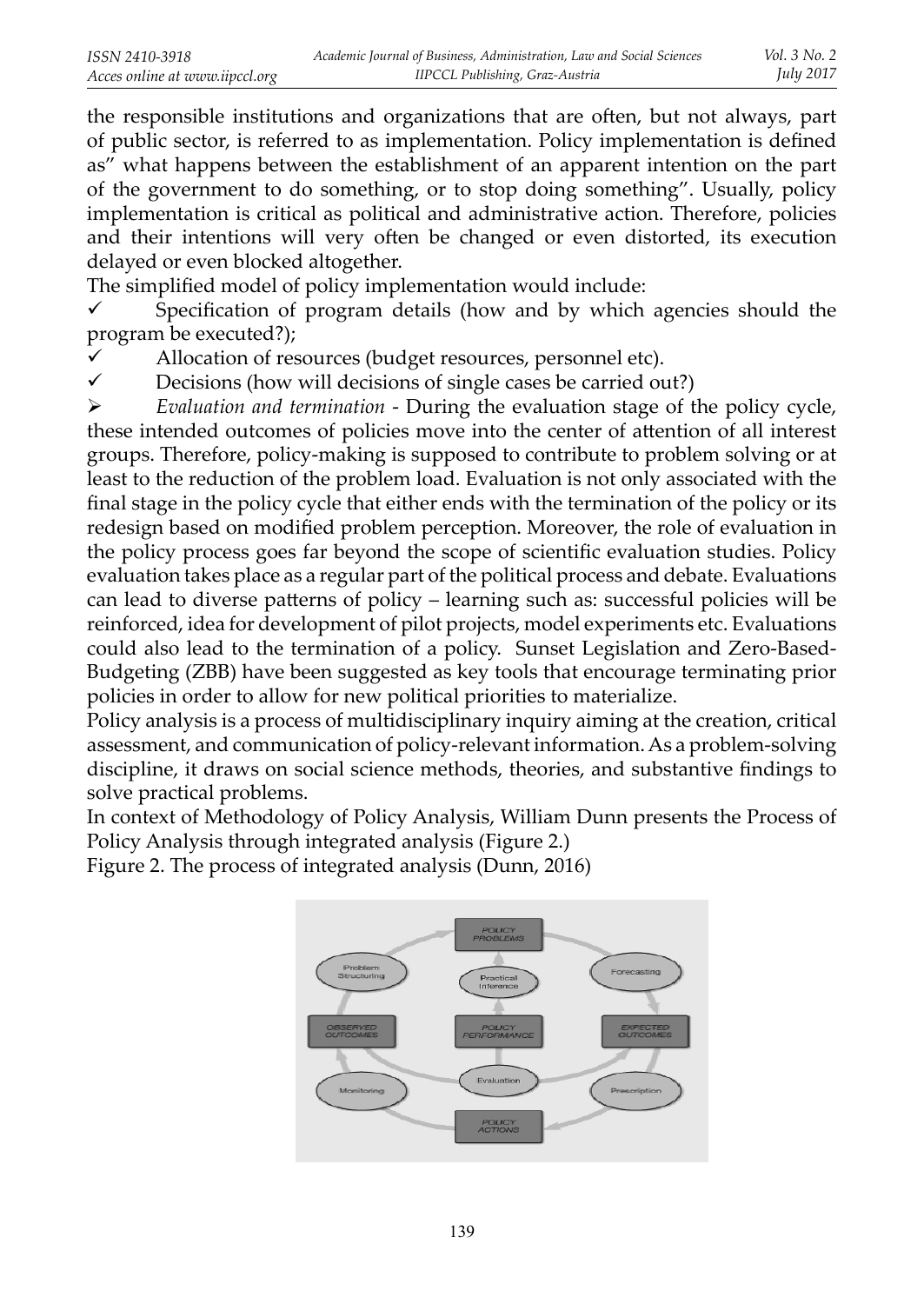the responsible institutions and organizations that are often, but not always, part of public sector, is referred to as implementation. Policy implementation is defined as" what happens between the establishment of an apparent intention on the part of the government to do something, or to stop doing something". Usually, policy implementation is critical as political and administrative action. Therefore, policies and their intentions will very often be changed or even distorted, its execution delayed or even blocked altogether.

The simplified model of policy implementation would include:

- ✓ Specification of program details (how and by which agencies should the program be executed?);
- ✓ Allocation of resources (budget resources, personnel etc).
- ✓ Decisions (how will decisions of single cases be carried out?)

- ➢ *Evaluation and termination* - During the evaluation stage of the policy cycle, these intended outcomes of policies move into the center of attention of all interest groups. Therefore, policy-making is supposed to contribute to problem solving or at least to the reduction of the problem load. Evaluation is not only associated with the final stage in the policy cycle that either ends with the termination of the policy or its redesign based on modified problem perception. Moreover, the role of evaluation in the policy process goes far beyond the scope of scientific evaluation studies. Policy evaluation takes place as a regular part of the political process and debate. Evaluations can lead to diverse patterns of policy – learning such as: successful policies will be reinforced, idea for development of pilot projects, model experiments etc. Evaluations could also lead to the termination of a policy. Sunset Legislation and Zero-Based-Budgeting (ZBB) have been suggested as key tools that encourage terminating prior policies in order to allow for new political priorities to materialize.

Policy analysis is a process of multidisciplinary inquiry aiming at the creation, critical assessment, and communication of policy-relevant information. As a problem-solving discipline, it draws on social science methods, theories, and substantive findings to solve practical problems.

In context of Methodology of Policy Analysis, William Dunn presents the Process of Policy Analysis through integrated analysis (Figure 2.)

Figure 2. The process of integrated analysis (Dunn, 2016)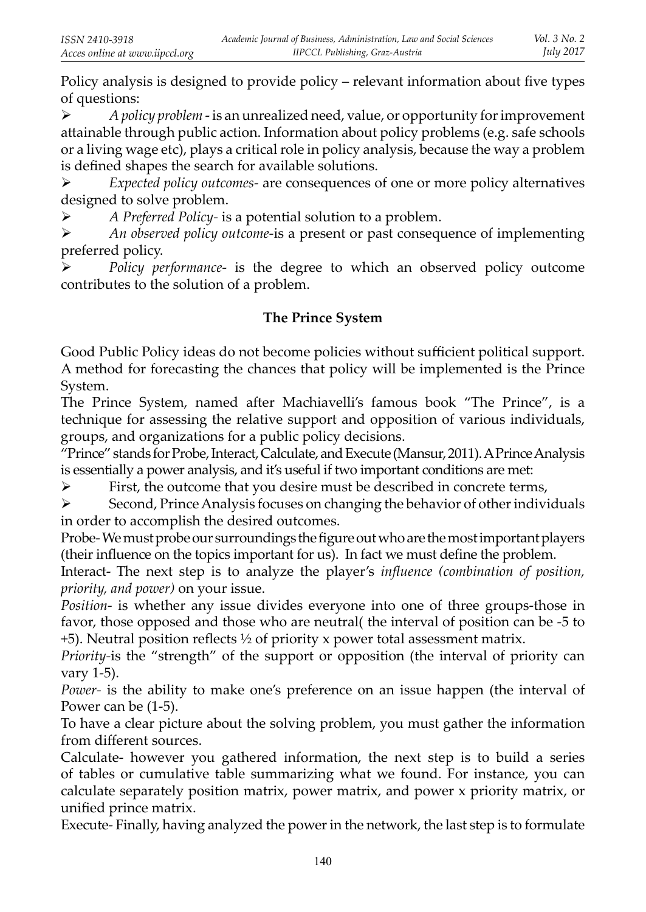Policy analysis is designed to provide policy – relevant information about five types of questions:

- *A policy problem* - is an unrealized need, value, or opportunity for improvement attainable through public action. Information about policy problems (e.g. safe schools or a living wage etc), plays a critical role in policy analysis, because the way a problem is defined shapes the search for available solutions.
- *Expected policy outcomes*- are consequences of one or more policy alternatives designed to solve problem.
- *A Preferred Policy*- is a potential solution to a problem.
- *An observed policy outcome*-is a present or past consequence of implementing preferred policy.
- *Policy performance*- is the degree to which an observed policy outcome contributes to the solution of a problem.

## The Prince System

Good Public Policy ideas do not become policies without sufficient political support. A method for forecasting the chances that policy will be implemented is the Prince System.

The Prince System, named after Machiavelli's famous book "The Prince", is a technique for assessing the relative support and opposition of various individuals, groups, and organizations for a public policy decisions.

"Prince" stands for Probe, Interact, Calculate, and Execute (Mansur, 2011). A Prince Analysis is essentially a power analysis, and it's useful if two important conditions are met:

- First, the outcome that you desire must be described in concrete terms,
- Second, Prince Analysis focuses on changing the behavior of other individuals in order to accomplish the desired outcomes.

Probe- We must probe our surroundings the figure out who are the most important players (their influence on the topics important for us). In fact we must define the problem.

Interact- The next step is to analyze the player's *influence (combination of position, priority, and power)* on your issue.

*Position*- is whether any issue divides everyone into one of three groups-those in favor, those opposed and those who are neutral( the interval of position can be -5 to +5). Neutral position reflects ½ of priority x power total assessment matrix.

*Priority*-is the "strength" of the support or opposition (the interval of priority can vary 1-5).

*Power*- is the ability to make one's preference on an issue happen (the interval of Power can be (1-5).

To have a clear picture about the solving problem, you must gather the information from different sources.

Calculate- however you gathered information, the next step is to build a series of tables or cumulative table summarizing what we found. For instance, you can calculate separately position matrix, power matrix, and power x priority matrix, or unified prince matrix.

Execute- Finally, having analyzed the power in the network, the last step is to formulate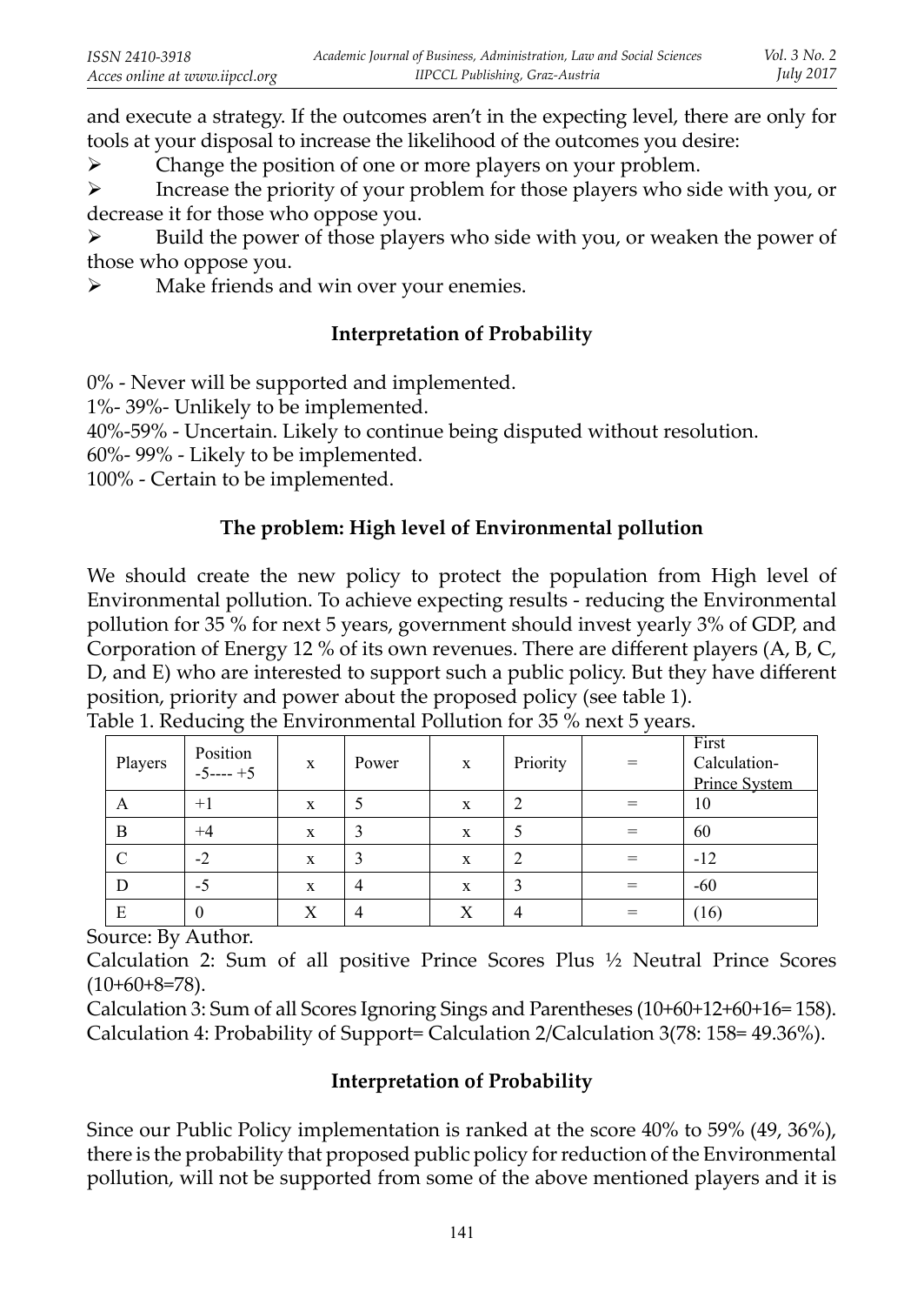and execute a strategy. If the outcomes aren't in the expecting level, there are only for tools at your disposal to increase the likelihood of the outcomes you desire:

- Change the position of one or more players on your problem.
- Increase the priority of your problem for those players who side with you, or decrease it for those who oppose you.
- Build the power of those players who side with you, or weaken the power of those who oppose you.
- Make friends and win over your enemies.

### Interpretation of Probability

0% - Never will be supported and implemented.
1%- 39%- Unlikely to be implemented.
40%-59% - Uncertain. Likely to continue being disputed without resolution.
60%- 99% - Likely to be implemented.
100% - Certain to be implemented.

### The problem: High level of Environmental pollution

We should create the new policy to protect the population from High level of Environmental pollution. To achieve expecting results - reducing the Environmental pollution for 35 % for next 5 years, government should invest yearly 3% of GDP, and Corporation of Energy 12 % of its own revenues. There are different players (A, B, C, D, and E) who are interested to support such a public policy. But they have different position, priority and power about the proposed policy (see table 1).

Table 1. Reducing the Environmental Pollution for 35 % next 5 years.

| Players | Position -5---- +5 | x | Power | x | Priority | = | First Calculation- Prince System |
|---|---|---|---|---|---|---|---|
| A | +1 | x | 5 | x | 2 | = | 10 |
| B | +4 | x | 3 | x | 5 | = | 60 |
| C | -2 | x | 3 | x | 2 | = | -12 |
| D | -5 | x | 4 | x | 3 | = | -60 |
| E | 0 | X | 4 | X | 4 | = | (16) |

Source: By Author.

Calculation 2: Sum of all positive Prince Scores Plus ½ Neutral Prince Scores (10+60+8=78).

Calculation 3: Sum of all Scores Ignoring Sings and Parentheses (10+60+12+60+16= 158).

Calculation 4: Probability of Support= Calculation 2/Calculation 3(78: 158= 49.36%).

### Interpretation of Probability

Since our Public Policy implementation is ranked at the score 40% to 59% (49, 36%), there is the probability that proposed public policy for reduction of the Environmental pollution, will not be supported from some of the above mentioned players and it is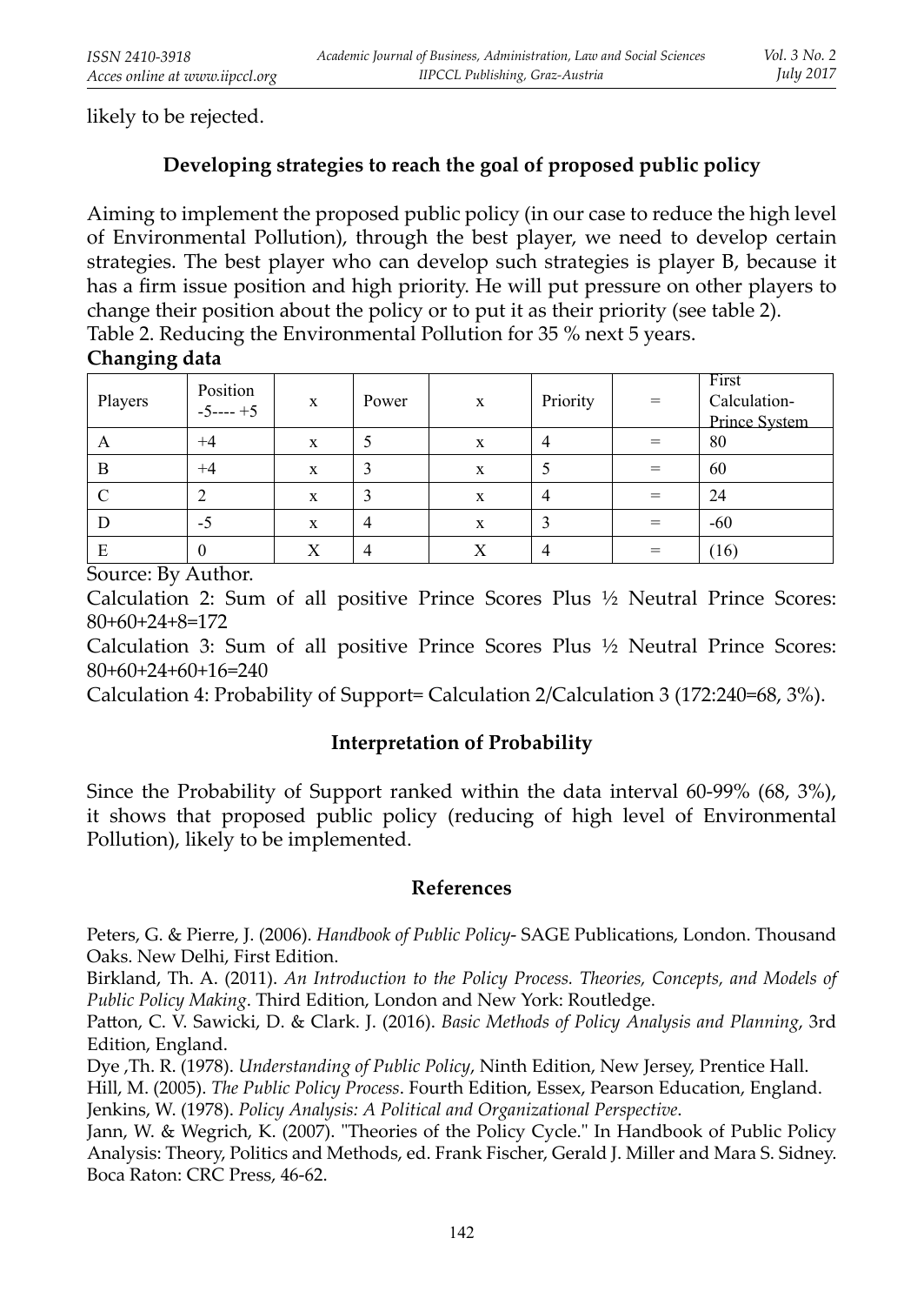likely to be rejected.

## Developing strategies to reach the goal of proposed public policy

Aiming to implement the proposed public policy (in our case to reduce the high level of Environmental Pollution), through the best player, we need to develop certain strategies. The best player who can develop such strategies is player B, because it has a firm issue position and high priority. He will put pressure on other players to change their position about the policy or to put it as their priority (see table 2).

Table 2. Reducing the Environmental Pollution for 35 % next 5 years.

**Changing data**

| Players | Position -5---- +5 | x | Power | x | Priority | = | First Calculation-Prince System |
|---|---|---|---|---|---|---|---|
| A | +4 | x | 5 | x | 4 | = | 80 |
| B | +4 | x | 3 | x | 5 | = | 60 |
| C | 2 | x | 3 | x | 4 | = | 24 |
| D | -5 | x | 4 | x | 3 | = | -60 |
| E | 0 | X | 4 | X | 4 | = | (16) |

Source: By Author.

Calculation 2: Sum of all positive Prince Scores Plus ½ Neutral Prince Scores: 80+60+24+8=172

Calculation 3: Sum of all positive Prince Scores Plus ½ Neutral Prince Scores: 80+60+24+60+16=240

Calculation 4: Probability of Support= Calculation 2/Calculation 3 (172:240=68, 3%).

## Interpretation of Probability

Since the Probability of Support ranked within the data interval 60-99% (68, 3%), it shows that proposed public policy (reducing of high level of Environmental Pollution), likely to be implemented.

## References

Peters, G. & Pierre, J. (2006). *Handbook of Public Policy*- SAGE Publications, London. Thousand Oaks. New Delhi, First Edition.

Birkland, Th. A. (2011). *An Introduction to the Policy Process. Theories, Concepts, and Models of Public Policy Making*. Third Edition, London and New York: Routledge.

Patton, C. V. Sawicki, D. & Clark. J. (2016). *Basic Methods of Policy Analysis and Planning*, 3rd Edition, England.

Dye ,Th. R. (1978). *Understanding of Public Policy*, Ninth Edition, New Jersey, Prentice Hall.

Hill, M. (2005). *The Public Policy Process*. Fourth Edition, Essex, Pearson Education, England.

Jenkins, W. (1978). *Policy Analysis: A Political and Organizational Perspective*.

Jann, W. & Wegrich, K. (2007). "Theories of the Policy Cycle." In Handbook of Public Policy Analysis: Theory, Politics and Methods, ed. Frank Fischer, Gerald J. Miller and Mara S. Sidney. Boca Raton: CRC Press, 46-62.